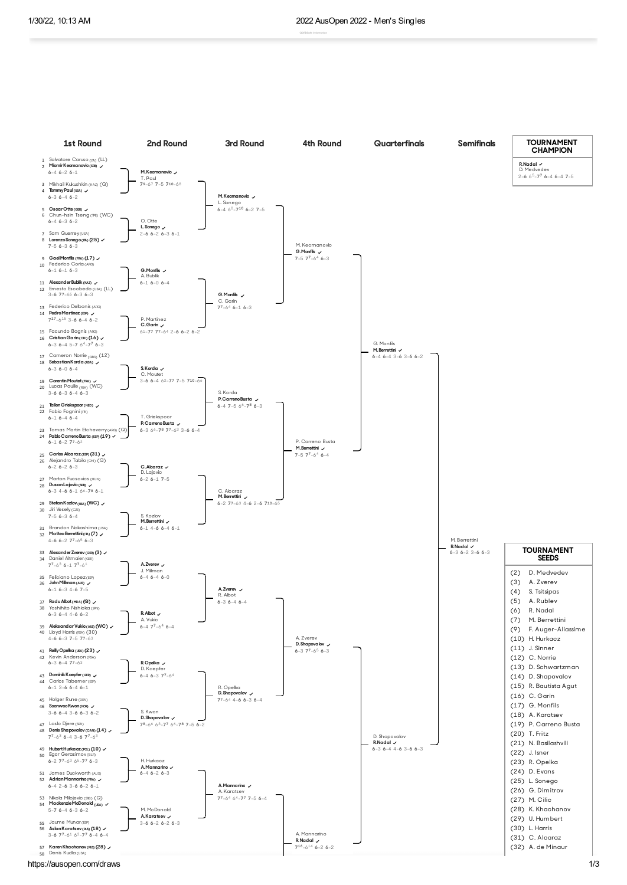# 2022 AusOpen 2022 - Men's Singles

## 1st Round

1. Salvatore Caruso (ITA) (LL)
2. **Miomir Kecmanovic (SRB)** ✓
   6-4 6-2 6-1
3. Mikhail Kukushkin (KAZ) (Q)
4. **Tommy Paul (USA)** ✓
   6-3 6-4 6-2
5. **Oscar Otte (GER)** ✓
6. Chun-hsin Tseng (TPE) (WC)
   6-4 6-3 6-2
7. Sam Querrey (USA)
8. **Lorenzo Sonego (ITA) (25)** ✓
   7-5 6-3 6-3
9. **Gael Monfils (FRA) (17)** ✓
10. Federico Coria (ARG)
    6-1 6-1 6-3
11. **Alexander Bublik (KAZ)** ✓
12. Ernesto Escobedo (USA) (LL)
    3-6 7-6 6-3 6-3
13. Federico Delbonis (ARG)
14. **Pedro Martinez (ESP)** ✓
    7-6 3-6 6-4 6-2
15. Facundo Bagnis (ARG)
16. **Cristian Garin (CHI) (16)** ✓
    6-3 6-4 5-7 6-7 6-3
17. Cameron Norrie (GBR) (12)
18. **Sebastian Korda (USA)** ✓
    6-3 6-0 6-4
19. **Corentin Moutet (FRA)** ✓
20. Lucas Pouille (FRA) (WC)
    3-6 6-3 6-4 6-3
21. **Tallon Griekspoor (NED)** ✓
22. Fabio Fognini (ITA)
    6-1 6-4 6-4
23. Tomas Martin Etcheverry (ARG) (Q)
24. **Pablo Carreno Busta (ESP) (19)** ✓
    6-1 6-2 7-6
25. **Carlos Alcaraz (ESP) (31)** ✓
26. Alejandro Tabilo (CHI) (Q)
    6-2 6-2 6-3
27. Marton Fucsovics (HUN)
28. **Dusan Lajovic (SRB)** ✓
    6-3 4-6 6-1 6-7 6-1
29. **Stefan Kozlov (USA) (WC)** ✓
30. Jiri Vesely (CZE)
    7-5 6-3 6-4
31. Brandon Nakashima (USA)
32. **Matteo Berrettini (ITA) (7)** ✓
    4-6 6-2 7-6 6-3
33. **Alexander Zverev (GER) (3)** ✓
34. Daniel Altmaier (GER)
    7-6 6-1 7-6
35. Feliciano Lopez (ESP)
36. **John Millman (AUS)** ✓
    6-1 6-3 4-6 7-5
37. **Radu Albot (MDA) (Q)** ✓
38. Yoshihito Nishioka (JPN)
    6-3 6-4 4-6 6-2
39. **Aleksandar Vukic (AUS) (WC)** ✓
40. Lloyd Harris (RSA) (30)
    4-6 6-3 7-5 7-6
41. **Reilly Opelka (USA) (23)** ✓
42. Kevin Anderson (RSA)
    6-3 6-4 7-6
43. **Dominik Koepfer (GER)** ✓
44. Carlos Taberner (ESP)
    6-1 3-6 6-4 6-1
45. Holger Rune (DEN)
46. **Soonwoo Kwon (KOR)** ✓
    3-6 6-4 3-6 6-3 6-2
47. Laslo Djere (SRB)
48. **Denis Shapovalov (CAN) (14)** ✓
    7-6 6-4 3-6 7-6
49. **Hubert Hurkacz (POL) (10)** ✓
50. Egor Gerasimov (BLR)
    6-2 7-6 6-7 6-3
51. James Duckworth (AUS)
52. **Adrian Mannarino (FRA)** ✓
    6-4 2-6 3-6 6-2 6-1
53. Nikola Milojevic (SRB) (Q)
54. **Mackenzie McDonald (USA)** ✓
    5-7 6-4 6-3 6-2
55. Jaume Munar (ESP)
56. **Aslan Karatsev (RUS) (18)** ✓
    3-6 7-6 6-3 7-6 6-4
57. **Karen Khachanov (RUS) (28)** ✓
58. Denis Kudla (USA)

## 2nd Round

- **M. Kecmanovic** ✓ / T. Paul — 7-6 7-5 7-6
- O. Otte / **L. Sonego** ✓ — 2-6 6-2 6-3 6-1
- **G. Monfils** ✓ / A. Bublik — 6-1 6-0 6-4
- P. Martinez / **C. Garin** ✓ — 6-7 7-6 2-6 6-2 6-2
- **S. Korda** ✓ / C. Moutet — 3-6 6-4 6-7 7-5 7-6
- T. Griekspoor / **P. Carreno Busta** ✓ — 6-3 6-7 7-6 3-6 6-4
- **C. Alcaraz** ✓ / D. Lajovic — 6-2 6-1 7-5
- S. Kozlov / **M. Berrettini** ✓ — 6-1 4-6 6-4 6-1
- **A. Zverev** ✓ / J. Millman — 6-4 6-4 6-0
- **R. Albot** ✓ / A. Vukic — 6-4 7-6 6-4
- **R. Opelka** ✓ / D. Koepfer — 6-4 6-3 7-6
- S. Kwon / **D. Shapovalov** ✓ — 7-6 6-7 6-7 7-5 6-2
- H. Hurkacz / **A. Mannarino** ✓ — 6-4 6-2 6-3
- M. McDonald / **A. Karatsev** ✓ — 3-6 6-2 6-2 6-3

## 3rd Round

- **M. Kecmanovic** ✓ / L. Sonego — 6-4 6-7 6-2 7-5
- **G. Monfils** ✓ / C. Garin — 7-6 6-1 6-3
- S. Korda / **P. Carreno Busta** ✓ — 6-4 7-5 6-7 6-3
- C. Alcaraz / **M. Berrettini** ✓ — 6-2 7-6 4-6 2-6 7-6
- **A. Zverev** ✓ / R. Albot — 6-3 6-4 6-4
- R. Opelka / **D. Shapovalov** ✓ — 7-6 4-6 6-3 6-4
- **A. Mannarino** ✓ / A. Karatsev — 7-6 6-7 7-5 6-4

## 4th Round

- M. Kecmanovic / **G. Monfils** ✓ — 7-5 7-6 6-3
- P. Carreno Busta / **M. Berrettini** ✓ — 7-5 7-6 6-4
- A. Zverev / **D. Shapovalov** ✓ — 6-3 7-6 6-3
- A. Mannarino / **R. Nadal** ✓ — 7-6 6-2 6-2

## Quarterfinals

- G. Monfils / **M. Berrettini** ✓ — 6-4 6-4 3-6 3-6 6-2
- D. Shapovalov / **R. Nadal** ✓ — 6-3 6-4 4-6 3-6 6-3

## Semifinals

- M. Berrettini / **R. Nadal** ✓ — 6-3 6-2 3-6 6-3

## TOURNAMENT CHAMPION

**R. Nadal** ✓
D. Medvedev
2-6 6-7 6-4 6-4 7-5

## TOURNAMENT SEEDS

- (2) D. Medvedev
- (3) A. Zverev
- (4) S. Tsitsipas
- (5) A. Rublev
- (6) R. Nadal
- (7) M. Berrettini
- (9) F. Auger-Aliassime
- (10) H. Hurkacz
- (11) J. Sinner
- (12) C. Norrie
- (13) D. Schwartzman
- (14) D. Shapovalov
- (15) R. Bautista Agut
- (16) C. Garin
- (17) G. Monfils
- (18) A. Karatsev
- (19) P. Carreno Busta
- (20) T. Fritz
- (21) N. Basilashvili
- (22) J. Isner
- (23) R. Opelka
- (24) D. Evans
- (25) L. Sonego
- (26) G. Dimitrov
- (27) M. Cilic
- (28) K. Khachanov
- (29) U. Humbert
- (30) L. Harris
- (31) C. Alcaraz
- (32) A. de Minaur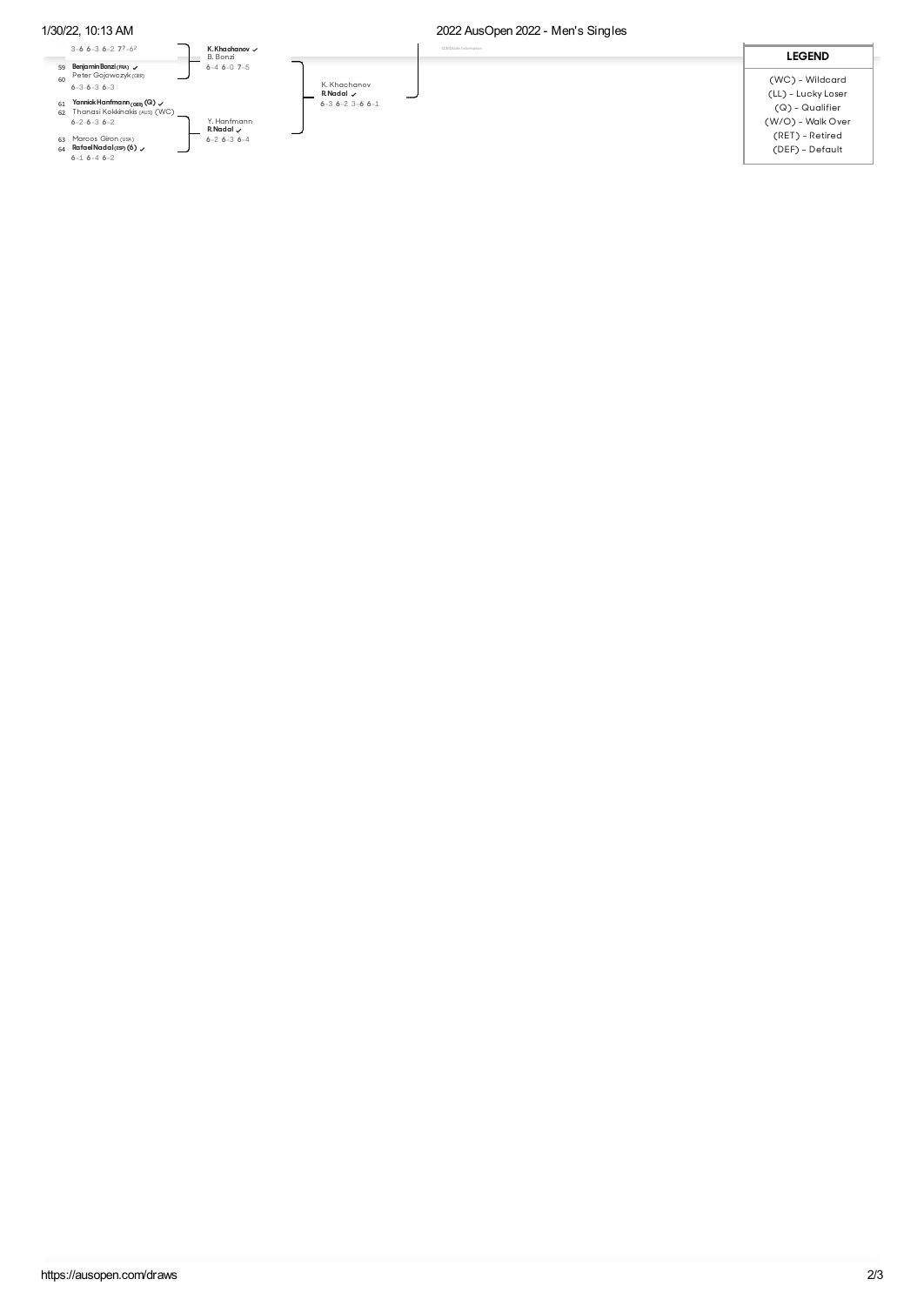3-6 6-3 6-2 7⁷-6²

59 Benjamin Bonzi (FRA) ✓
60 Peter Gojowczyk (GER)
6-3 6-3 6-3

61 Yannick Hanfmann (GER) (Q) ✓
62 Thanasi Kokkinakis (AUS) (WC)
6-2 6-3 6-2

63 Marcos Giron (USA)
64 Rafael Nadal (ESP) (6) ✓
6-1 6-4 6-2

**K. Khachanov** ✓
B. Bonzi
6-4 6-0 7-5

Y. Hanfmann
**R. Nadal** ✓
6-2 6-3 6-4

K. Khachanov
**R. Nadal** ✓
6-3 6-2 3-6 6-1

## LEGEND

(WC) - Wildcard
(LL) - Lucky Loser
(Q) - Qualifier
(W/O) - Walk Over
(RET) - Retired
(DEF) - Default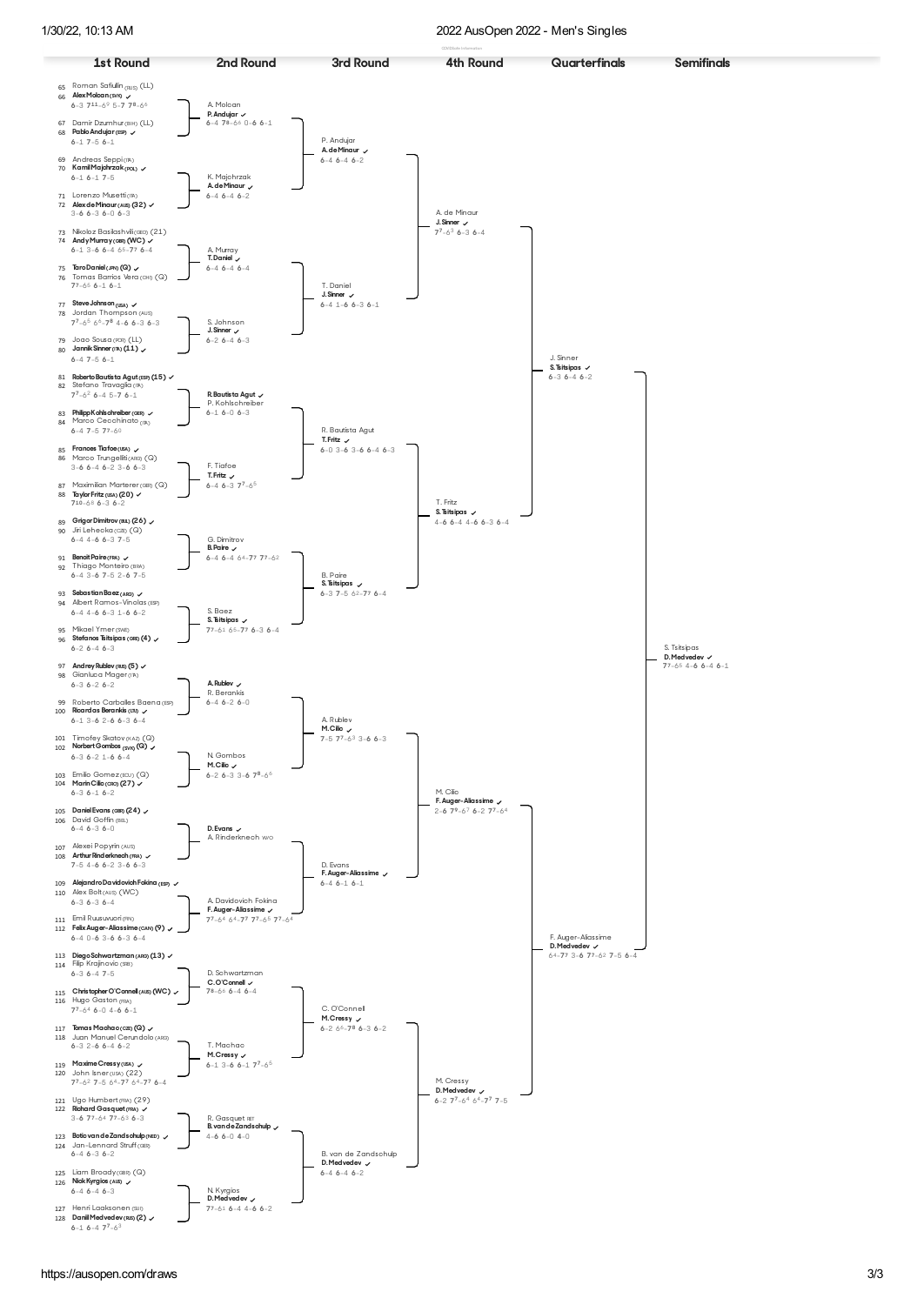# 2022 AusOpen 2022 - Men's Singles

## 1st Round

65 Roman Safiullin (RUS) (LL)
66 **Alex Molcan (SVK)** ✓
6-3 7-6 5-7 7-6

67 Damir Dzumhur (BIH) (LL)
68 **Pablo Andujar (ESP)** ✓
6-1 7-5 6-1

69 Andreas Seppi (ITA)
70 **Kamil Majchrzak (POL)** ✓
6-1 6-1 7-5

71 Lorenzo Musetti (ITA)
72 **Alex de Minaur (AUS) (32)** ✓
3-6 6-3 6-0 6-3

73 Nikoloz Basilashvili (GEO) (21)
74 **Andy Murray (GBR) (WC)** ✓
6-1 3-6 6-4 6-7 6-4

75 **Taro Daniel (JPN) (Q)** ✓
76 Tomas Barrios Vera (CHI) (Q)
7-6 6-1 6-1

77 **Steve Johnson (USA)** ✓
78 Jordan Thompson (AUS)
7-6 6-7 4-6 6-3 6-3

79 Joao Sousa (POR) (LL)
80 **Jannik Sinner (ITA) (11)** ✓
6-4 7-5 6-1

81 **Roberto Bautista Agut (ESP) (15)** ✓
82 Stefano Travaglia (ITA)
7-6 6-4 5-7 6-1

83 **Philipp Kohlschreiber (GER)** ✓
84 Marco Cecchinato (ITA)
6-4 7-5 7-6

85 **Frances Tiafoe (USA)** ✓
86 Marco Trungelliti (ARG) (Q)
3-6 6-4 6-2 3-6 6-3

87 Maximilian Marterer (GER) (Q)
88 **Taylor Fritz (USA) (20)** ✓
7-6 6-3 6-2

89 **Grigor Dimitrov (BUL) (26)** ✓
90 Jiri Lehecka (CZE) (Q)
6-4 4-6 6-3 7-5

91 **Benoit Paire (FRA)** ✓
92 Thiago Monteiro (BRA)
6-4 3-6 7-5 2-6 7-5

93 **Sebastian Baez (ARG)** ✓
94 Albert Ramos-Vinolas (ESP)
6-4 4-6 6-3 1-6 6-2

95 Mikael Ymer (SWE)
96 **Stefanos Tsitsipas (GRE) (4)** ✓
6-2 6-4 6-3

97 **Andrey Rublev (RUS) (5)** ✓
98 Gianluca Mager (ITA)
6-3 6-2 6-2

99 Roberto Carballes Baena (ESP)
100 **Ricardas Berankis (LTU)** ✓
6-1 3-6 2-6 6-3 6-4

101 Timofey Skatov (KAZ) (Q)
102 **Norbert Gombos (SVK) (Q)** ✓
6-3 6-2 1-6 6-4

103 Emilio Gomez (ECU) (Q)
104 **Marin Cilic (CRO) (27)** ✓
6-3 6-1 6-2

105 **Daniel Evans (GBR) (24)** ✓
106 David Goffin (BEL)
6-4 6-3 6-0

107 Alexei Popyrin (AUS)
108 **Arthur Rinderknech (FRA)** ✓
7-5 4-6 6-2 3-6 6-3

109 **Alejandro Davidovich Fokina (ESP)** ✓
110 Alex Bolt (AUS) (WC)
6-3 6-3 6-4

111 Emil Ruusuvuori (FIN)
112 **Felix Auger-Aliassime (CAN) (9)** ✓
6-4 0-6 3-6 6-3 6-4

113 **Diego Schwartzman (ARG) (13)** ✓
114 Filip Krajinovic (SRB)
6-3 6-4 7-5

115 **Christopher O'Connell (AUS) (WC)** ✓
116 Hugo Gaston (FRA)
7-6 6-0 4-6 6-1

117 **Tomas Machac (CZE) (Q)** ✓
118 Juan Manuel Cerundolo (ARG)
6-3 2-6 6-4 6-2

119 **Maxime Cressy (USA)** ✓
120 John Isner (USA) (22)
7-6 7-5 6-7 6-7 6-4

121 Ugo Humbert (FRA) (29)
122 **Richard Gasquet (FRA)** ✓
3-6 7-6 7-6 6-3

123 **Botic van de Zandschulp (NED)** ✓
124 Jan-Lennard Struff (GER)
6-4 6-3 6-2

125 Liam Broady (GBR) (Q)
126 **Nick Kyrgios (AUS)** ✓
6-4 6-4 6-3

127 Henri Laaksonen (SUI)
128 **Daniil Medvedev (RUS) (2)** ✓
6-1 6-4 7-6

## 2nd Round

A. Molcan
**P. Andujar** ✓
6-4 7-6 0-6 6-1

K. Majchrzak
**A. de Minaur** ✓
6-4 6-4 6-2

A. Murray
**T. Daniel** ✓
6-4 6-4 6-4

S. Johnson
**J. Sinner** ✓
6-2 6-4 6-3

**R. Bautista Agut** ✓
P. Kohlschreiber
6-1 6-0 6-3

F. Tiafoe
**T. Fritz** ✓
6-4 6-3 7-6

G. Dimitrov
**B. Paire** ✓
6-4 6-4 6-7 7-6

S. Baez
**S. Tsitsipas** ✓
7-6 6-7 6-3 6-4

**A. Rublev** ✓
R. Berankis
6-4 6-2 6-0

N. Gombos
**M. Cilic** ✓
6-2 6-3 3-6 7-6

**D. Evans** ✓
A. Rinderknech wo

A. Davidovich Fokina
**F. Auger-Aliassime** ✓
7-6 6-7 7-6 7-6

D. Schwartzman
**C. O'Connell** ✓
7-6 6-4 6-4

T. Machac
**M. Cressy** ✓
6-1 3-6 6-1 7-6

R. Gasquet RET
**B. van de Zandschulp** ✓
4-6 6-0 4-0

N. Kyrgios
**D. Medvedev** ✓
7-6 6-4 4-6 6-2

## 3rd Round

P. Andujar
**A. de Minaur** ✓
6-4 6-4 6-2

T. Daniel
**J. Sinner** ✓
6-4 1-6 6-3 6-1

R. Bautista Agut
**T. Fritz** ✓
6-0 3-6 3-6 6-4 6-3

B. Paire
**S. Tsitsipas** ✓
6-3 7-5 6-7 6-4

A. Rublev
**M. Cilic** ✓
7-5 7-6 3-6 6-3

D. Evans
**F. Auger-Aliassime** ✓
6-4 6-1 6-1

C. O'Connell
**M. Cressy** ✓
6-2 6-7 6-3 6-2

B. van de Zandschulp
**D. Medvedev** ✓
6-4 6-4 6-2

## 4th Round

A. de Minaur
**J. Sinner** ✓
7-6 6-3 6-4

T. Fritz
**S. Tsitsipas** ✓
4-6 6-4 4-6 6-3 6-4

M. Cilic
**F. Auger-Aliassime** ✓
2-6 7-6 6-2 7-6

M. Cressy
**D. Medvedev** ✓
6-2 7-6 6-7 7-5

## Quarterfinals

J. Sinner
**S. Tsitsipas** ✓
6-3 6-4 6-2

F. Auger-Aliassime
**D. Medvedev** ✓
6-7 3-6 7-6 7-5 6-4

## Semifinals

S. Tsitsipas
**D. Medvedev** ✓
7-6 4-6 6-4 6-1